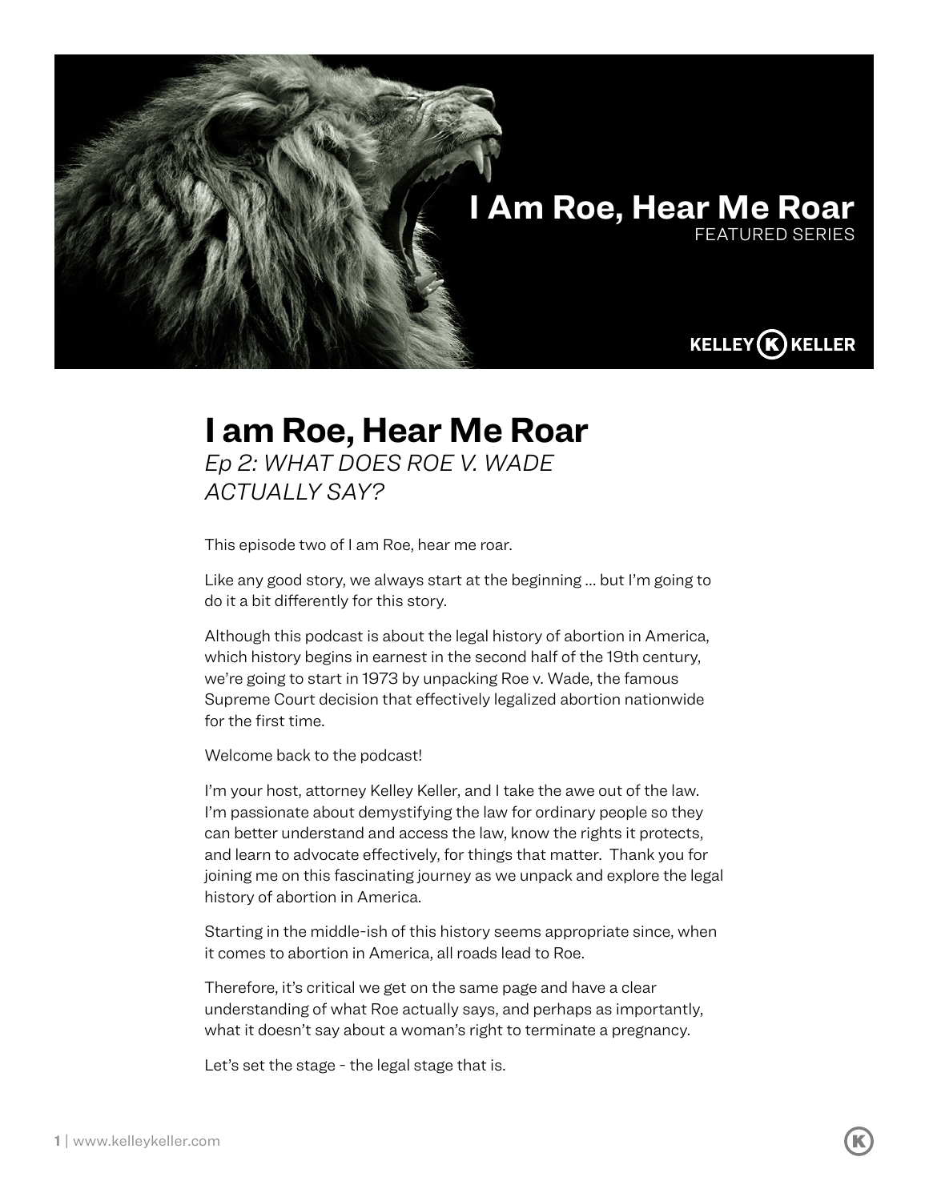# I Am Roe, Hear Me Roar

FEATURED SERIES

KELLEY KELLER

# I am Roe, Hear Me Roar

*Ep 2: WHAT DOES ROE V. WADE ACTUALLY SAY?*

This episode two of I am Roe, hear me roar.

Like any good story, we always start at the beginning … but I'm going to do it a bit differently for this story.

Although this podcast is about the legal history of abortion in America, which history begins in earnest in the second half of the 19th century, we're going to start in 1973 by unpacking Roe v. Wade, the famous Supreme Court decision that effectively legalized abortion nationwide for the first time.

Welcome back to the podcast!

I'm your host, attorney Kelley Keller, and I take the awe out of the law. I'm passionate about demystifying the law for ordinary people so they can better understand and access the law, know the rights it protects, and learn to advocate effectively, for things that matter. Thank you for joining me on this fascinating journey as we unpack and explore the legal history of abortion in America.

Starting in the middle-ish of this history seems appropriate since, when it comes to abortion in America, all roads lead to Roe.

Therefore, it's critical we get on the same page and have a clear understanding of what Roe actually says, and perhaps as importantly, what it doesn't say about a woman's right to terminate a pregnancy.

Let's set the stage - the legal stage that is.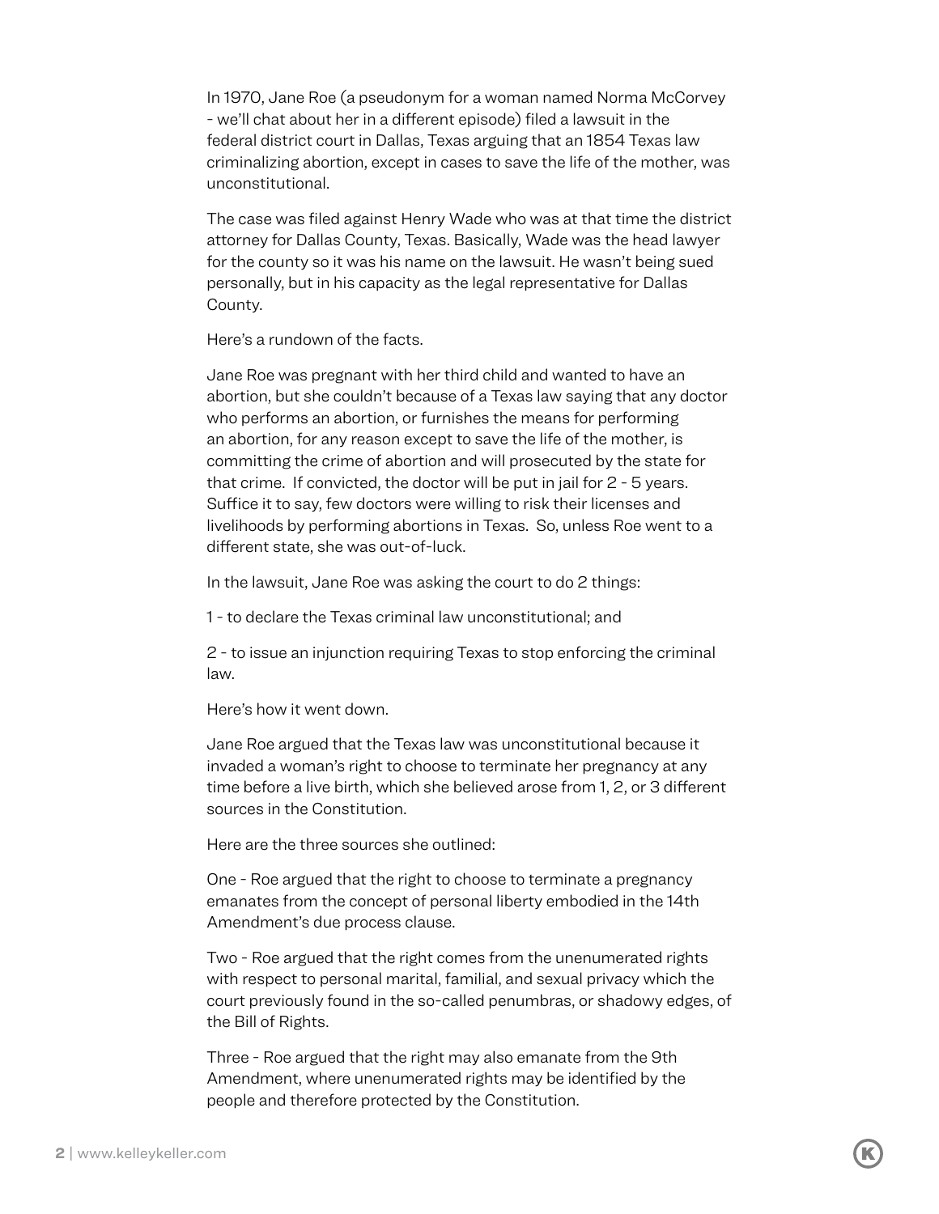In 1970, Jane Roe (a pseudonym for a woman named Norma McCorvey - we'll chat about her in a different episode) filed a lawsuit in the federal district court in Dallas, Texas arguing that an 1854 Texas law criminalizing abortion, except in cases to save the life of the mother, was unconstitutional.

The case was filed against Henry Wade who was at that time the district attorney for Dallas County, Texas. Basically, Wade was the head lawyer for the county so it was his name on the lawsuit. He wasn't being sued personally, but in his capacity as the legal representative for Dallas County.

Here's a rundown of the facts.

Jane Roe was pregnant with her third child and wanted to have an abortion, but she couldn't because of a Texas law saying that any doctor who performs an abortion, or furnishes the means for performing an abortion, for any reason except to save the life of the mother, is committing the crime of abortion and will prosecuted by the state for that crime.  If convicted, the doctor will be put in jail for 2 - 5 years. Suffice it to say, few doctors were willing to risk their licenses and livelihoods by performing abortions in Texas.  So, unless Roe went to a different state, she was out-of-luck.

In the lawsuit, Jane Roe was asking the court to do 2 things:

1 - to declare the Texas criminal law unconstitutional; and

2 - to issue an injunction requiring Texas to stop enforcing the criminal law.

Here's how it went down.

Jane Roe argued that the Texas law was unconstitutional because it invaded a woman's right to choose to terminate her pregnancy at any time before a live birth, which she believed arose from 1, 2, or 3 different sources in the Constitution.

Here are the three sources she outlined:

One - Roe argued that the right to choose to terminate a pregnancy emanates from the concept of personal liberty embodied in the 14th Amendment's due process clause.

Two - Roe argued that the right comes from the unenumerated rights with respect to personal marital, familial, and sexual privacy which the court previously found in the so-called penumbras, or shadowy edges, of the Bill of Rights.

Three - Roe argued that the right may also emanate from the 9th Amendment, where unenumerated rights may be identified by the people and therefore protected by the Constitution.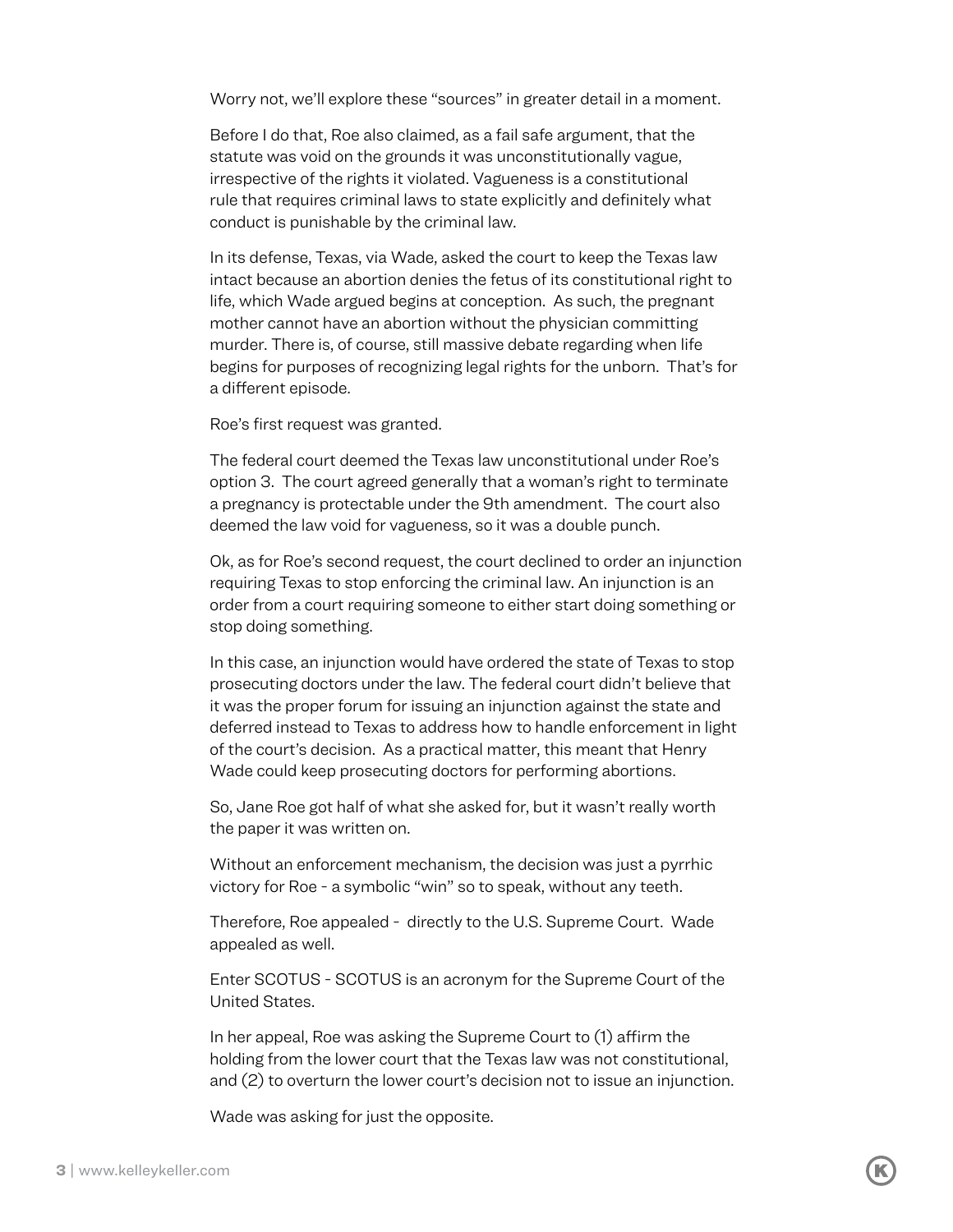Worry not, we'll explore these "sources" in greater detail in a moment.

Before I do that, Roe also claimed, as a fail safe argument, that the statute was void on the grounds it was unconstitutionally vague, irrespective of the rights it violated. Vagueness is a constitutional rule that requires criminal laws to state explicitly and definitely what conduct is punishable by the criminal law.

In its defense, Texas, via Wade, asked the court to keep the Texas law intact because an abortion denies the fetus of its constitutional right to life, which Wade argued begins at conception. As such, the pregnant mother cannot have an abortion without the physician committing murder. There is, of course, still massive debate regarding when life begins for purposes of recognizing legal rights for the unborn. That's for a different episode.

Roe's first request was granted.

The federal court deemed the Texas law unconstitutional under Roe's option 3. The court agreed generally that a woman's right to terminate a pregnancy is protectable under the 9th amendment. The court also deemed the law void for vagueness, so it was a double punch.

Ok, as for Roe's second request, the court declined to order an injunction requiring Texas to stop enforcing the criminal law. An injunction is an order from a court requiring someone to either start doing something or stop doing something.

In this case, an injunction would have ordered the state of Texas to stop prosecuting doctors under the law. The federal court didn't believe that it was the proper forum for issuing an injunction against the state and deferred instead to Texas to address how to handle enforcement in light of the court's decision. As a practical matter, this meant that Henry Wade could keep prosecuting doctors for performing abortions.

So, Jane Roe got half of what she asked for, but it wasn't really worth the paper it was written on.

Without an enforcement mechanism, the decision was just a pyrrhic victory for Roe - a symbolic "win" so to speak, without any teeth.

Therefore, Roe appealed - directly to the U.S. Supreme Court. Wade appealed as well.

Enter SCOTUS - SCOTUS is an acronym for the Supreme Court of the United States.

In her appeal, Roe was asking the Supreme Court to (1) affirm the holding from the lower court that the Texas law was not constitutional, and (2) to overturn the lower court's decision not to issue an injunction.

Wade was asking for just the opposite.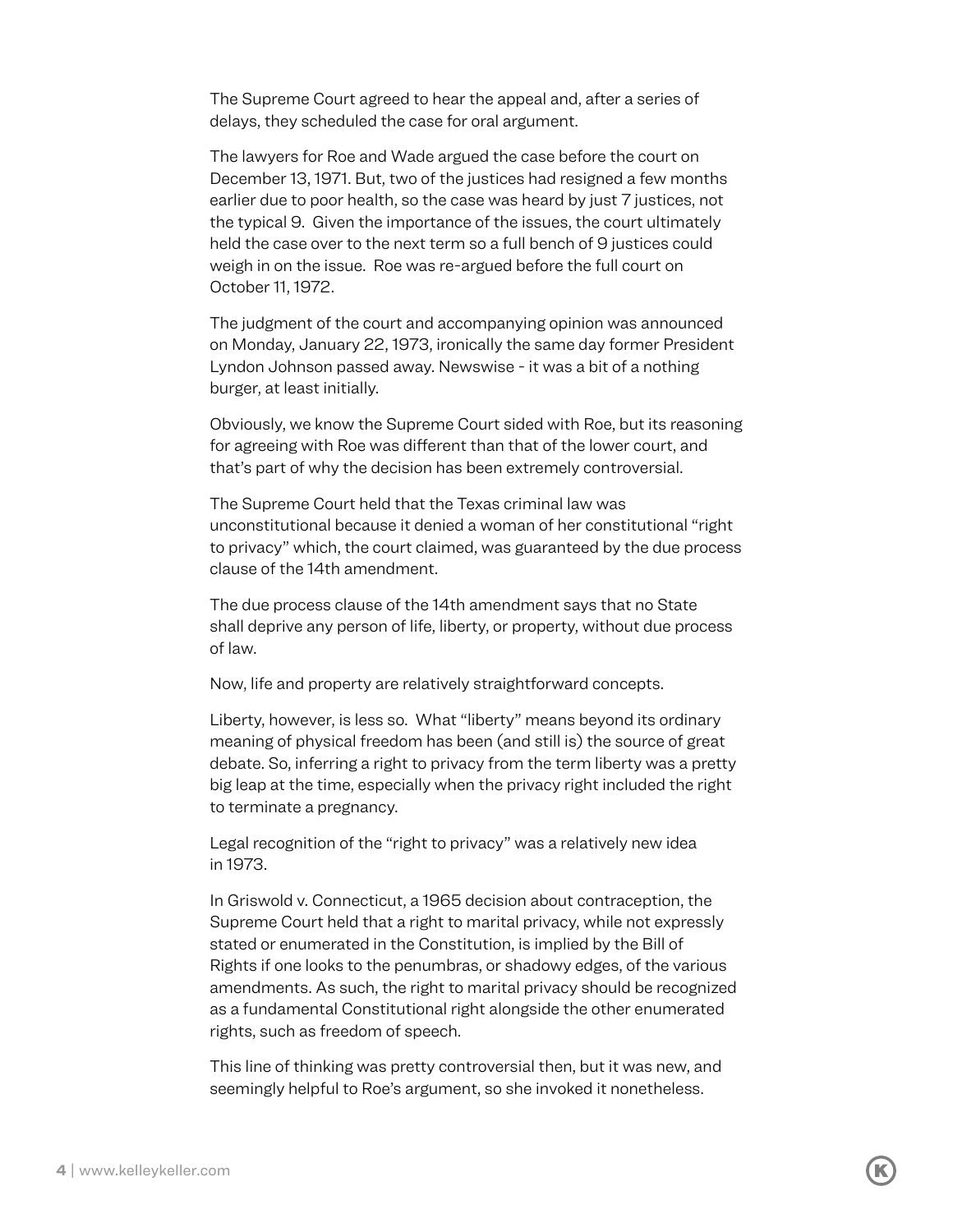The Supreme Court agreed to hear the appeal and, after a series of delays, they scheduled the case for oral argument.

The lawyers for Roe and Wade argued the case before the court on December 13, 1971. But, two of the justices had resigned a few months earlier due to poor health, so the case was heard by just 7 justices, not the typical 9. Given the importance of the issues, the court ultimately held the case over to the next term so a full bench of 9 justices could weigh in on the issue. Roe was re-argued before the full court on October 11, 1972.

The judgment of the court and accompanying opinion was announced on Monday, January 22, 1973, ironically the same day former President Lyndon Johnson passed away. Newswise - it was a bit of a nothing burger, at least initially.

Obviously, we know the Supreme Court sided with Roe, but its reasoning for agreeing with Roe was different than that of the lower court, and that's part of why the decision has been extremely controversial.

The Supreme Court held that the Texas criminal law was unconstitutional because it denied a woman of her constitutional "right to privacy" which, the court claimed, was guaranteed by the due process clause of the 14th amendment.

The due process clause of the 14th amendment says that no State shall deprive any person of life, liberty, or property, without due process of law.

Now, life and property are relatively straightforward concepts.

Liberty, however, is less so. What "liberty" means beyond its ordinary meaning of physical freedom has been (and still is) the source of great debate. So, inferring a right to privacy from the term liberty was a pretty big leap at the time, especially when the privacy right included the right to terminate a pregnancy.

Legal recognition of the "right to privacy" was a relatively new idea in 1973.

In Griswold v. Connecticut, a 1965 decision about contraception, the Supreme Court held that a right to marital privacy, while not expressly stated or enumerated in the Constitution, is implied by the Bill of Rights if one looks to the penumbras, or shadowy edges, of the various amendments. As such, the right to marital privacy should be recognized as a fundamental Constitutional right alongside the other enumerated rights, such as freedom of speech.

This line of thinking was pretty controversial then, but it was new, and seemingly helpful to Roe's argument, so she invoked it nonetheless.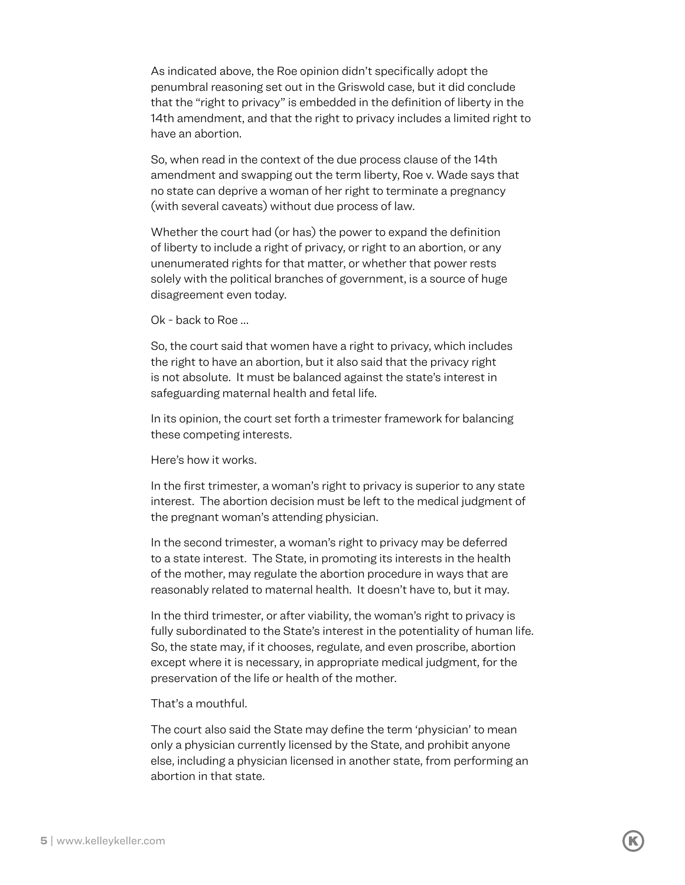As indicated above, the Roe opinion didn't specifically adopt the penumbral reasoning set out in the Griswold case, but it did conclude that the "right to privacy" is embedded in the definition of liberty in the 14th amendment, and that the right to privacy includes a limited right to have an abortion.

So, when read in the context of the due process clause of the 14th amendment and swapping out the term liberty, Roe v. Wade says that no state can deprive a woman of her right to terminate a pregnancy (with several caveats) without due process of law.

Whether the court had (or has) the power to expand the definition of liberty to include a right of privacy, or right to an abortion, or any unenumerated rights for that matter, or whether that power rests solely with the political branches of government, is a source of huge disagreement even today.

Ok - back to Roe …

So, the court said that women have a right to privacy, which includes the right to have an abortion, but it also said that the privacy right is not absolute. It must be balanced against the state's interest in safeguarding maternal health and fetal life.

In its opinion, the court set forth a trimester framework for balancing these competing interests.

Here's how it works.

In the first trimester, a woman's right to privacy is superior to any state interest. The abortion decision must be left to the medical judgment of the pregnant woman's attending physician.

In the second trimester, a woman's right to privacy may be deferred to a state interest. The State, in promoting its interests in the health of the mother, may regulate the abortion procedure in ways that are reasonably related to maternal health. It doesn't have to, but it may.

In the third trimester, or after viability, the woman's right to privacy is fully subordinated to the State's interest in the potentiality of human life. So, the state may, if it chooses, regulate, and even proscribe, abortion except where it is necessary, in appropriate medical judgment, for the preservation of the life or health of the mother.

That's a mouthful.

The court also said the State may define the term 'physician' to mean only a physician currently licensed by the State, and prohibit anyone else, including a physician licensed in another state, from performing an abortion in that state.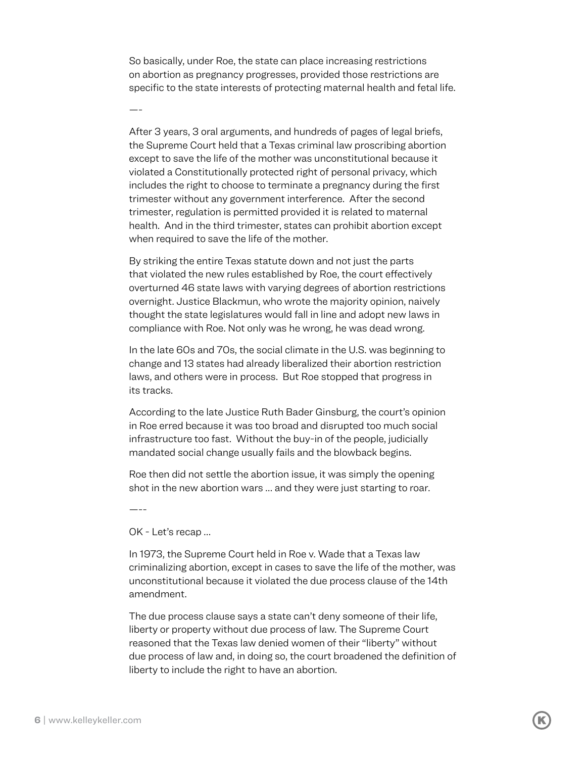So basically, under Roe, the state can place increasing restrictions on abortion as pregnancy progresses, provided those restrictions are specific to the state interests of protecting maternal health and fetal life.

—-

After 3 years, 3 oral arguments, and hundreds of pages of legal briefs, the Supreme Court held that a Texas criminal law proscribing abortion except to save the life of the mother was unconstitutional because it violated a Constitutionally protected right of personal privacy, which includes the right to choose to terminate a pregnancy during the first trimester without any government interference. After the second trimester, regulation is permitted provided it is related to maternal health. And in the third trimester, states can prohibit abortion except when required to save the life of the mother.

By striking the entire Texas statute down and not just the parts that violated the new rules established by Roe, the court effectively overturned 46 state laws with varying degrees of abortion restrictions overnight. Justice Blackmun, who wrote the majority opinion, naively thought the state legislatures would fall in line and adopt new laws in compliance with Roe. Not only was he wrong, he was dead wrong.

In the late 60s and 70s, the social climate in the U.S. was beginning to change and 13 states had already liberalized their abortion restriction laws, and others were in process. But Roe stopped that progress in its tracks.

According to the late Justice Ruth Bader Ginsburg, the court's opinion in Roe erred because it was too broad and disrupted too much social infrastructure too fast. Without the buy-in of the people, judicially mandated social change usually fails and the blowback begins.

Roe then did not settle the abortion issue, it was simply the opening shot in the new abortion wars … and they were just starting to roar.

—--

OK - Let's recap …

In 1973, the Supreme Court held in Roe v. Wade that a Texas law criminalizing abortion, except in cases to save the life of the mother, was unconstitutional because it violated the due process clause of the 14th amendment.

The due process clause says a state can't deny someone of their life, liberty or property without due process of law. The Supreme Court reasoned that the Texas law denied women of their "liberty" without due process of law and, in doing so, the court broadened the definition of liberty to include the right to have an abortion.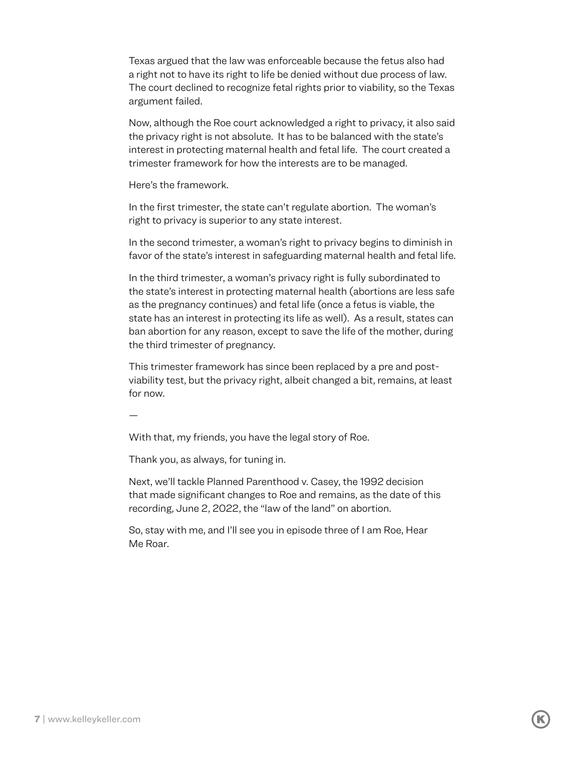Texas argued that the law was enforceable because the fetus also had a right not to have its right to life be denied without due process of law. The court declined to recognize fetal rights prior to viability, so the Texas argument failed.

Now, although the Roe court acknowledged a right to privacy, it also said the privacy right is not absolute. It has to be balanced with the state's interest in protecting maternal health and fetal life. The court created a trimester framework for how the interests are to be managed.

Here's the framework.

In the first trimester, the state can't regulate abortion. The woman's right to privacy is superior to any state interest.

In the second trimester, a woman's right to privacy begins to diminish in favor of the state's interest in safeguarding maternal health and fetal life.

In the third trimester, a woman's privacy right is fully subordinated to the state's interest in protecting maternal health (abortions are less safe as the pregnancy continues) and fetal life (once a fetus is viable, the state has an interest in protecting its life as well). As a result, states can ban abortion for any reason, except to save the life of the mother, during the third trimester of pregnancy.

This trimester framework has since been replaced by a pre and post-viability test, but the privacy right, albeit changed a bit, remains, at least for now.

—

With that, my friends, you have the legal story of Roe.

Thank you, as always, for tuning in.

Next, we'll tackle Planned Parenthood v. Casey, the 1992 decision that made significant changes to Roe and remains, as the date of this recording, June 2, 2022, the "law of the land" on abortion.

So, stay with me, and I'll see you in episode three of I am Roe, Hear Me Roar.